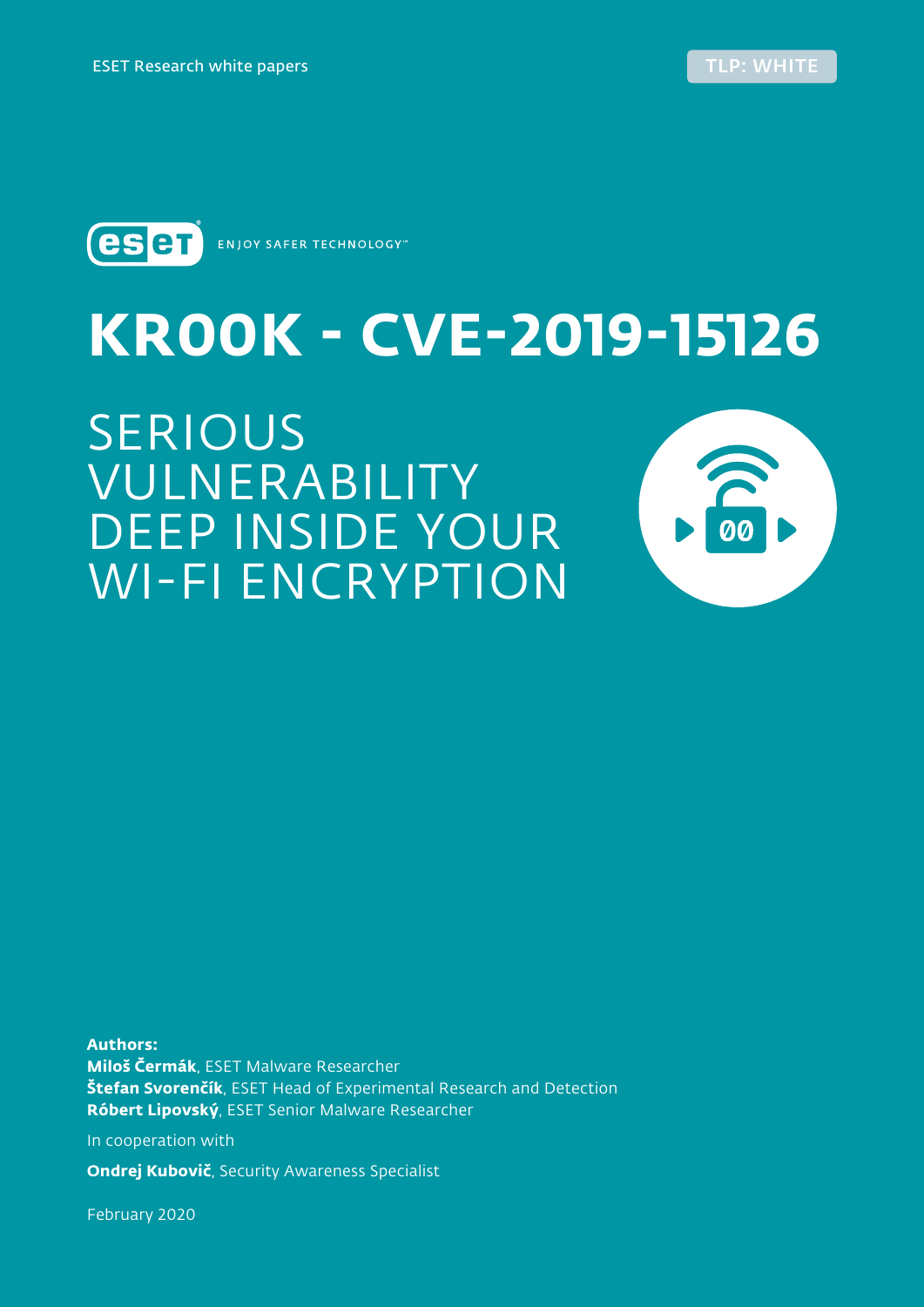ESET Research white papers

TLP: WHITE

ENJOY SAFER TECHNOLOGY™

# KR00K - CVE-2019-15126

## SERIOUS VULNERABILITY DEEP INSIDE YOUR WI-FI ENCRYPTION

**Authors:**
**Miloš Čermák**, ESET Malware Researcher
**Štefan Svorenčík**, ESET Head of Experimental Research and Detection
**Róbert Lipovský**, ESET Senior Malware Researcher

In cooperation with

**Ondrej Kubovič**, Security Awareness Specialist

February 2020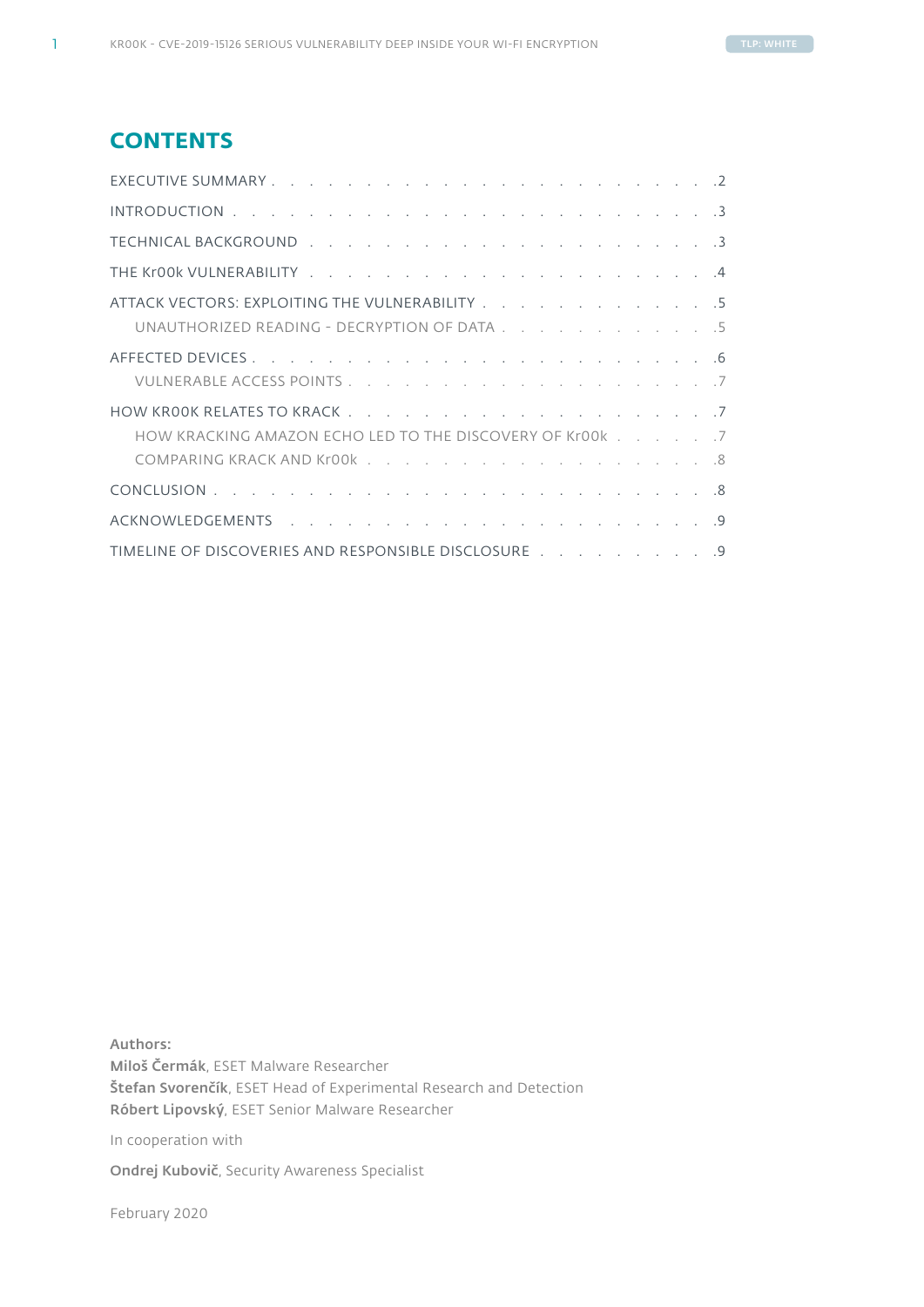## CONTENTS

- EXECUTIVE SUMMARY . . . 2
- INTRODUCTION . . . 3
- TECHNICAL BACKGROUND . . . 3
- THE Kr00k VULNERABILITY . . . 4
- ATTACK VECTORS: EXPLOITING THE VULNERABILITY . . . 5
  - UNAUTHORIZED READING - DECRYPTION OF DATA . . . 5
- AFFECTED DEVICES . . . 6
  - VULNERABLE ACCESS POINTS . . . 7
- HOW KR00K RELATES TO KRACK . . . 7
  - HOW KRACKING AMAZON ECHO LED TO THE DISCOVERY OF Kr00k . . . 7
  - COMPARING KRACK AND Kr00k . . . 8
- CONCLUSION . . . 8
- ACKNOWLEDGEMENTS . . . 9
- TIMELINE OF DISCOVERIES AND RESPONSIBLE DISCLOSURE . . . 9

**Authors:**
**Miloš Čermák**, ESET Malware Researcher
**Štefan Svorenčík**, ESET Head of Experimental Research and Detection
**Róbert Lipovský**, ESET Senior Malware Researcher

In cooperation with

**Ondrej Kubovič**, Security Awareness Specialist

February 2020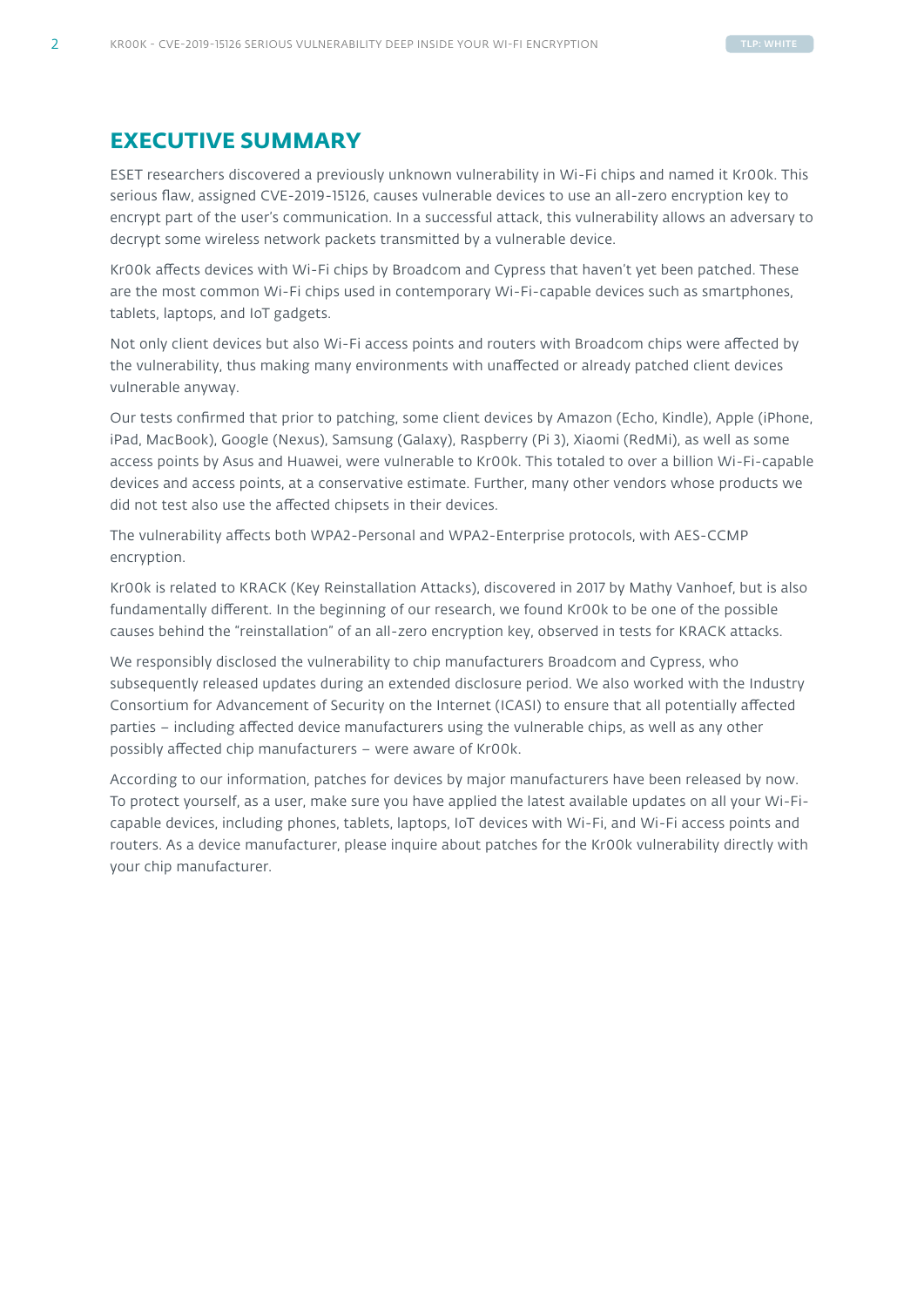## EXECUTIVE SUMMARY

ESET researchers discovered a previously unknown vulnerability in Wi-Fi chips and named it Kr00k. This serious flaw, assigned CVE-2019-15126, causes vulnerable devices to use an all-zero encryption key to encrypt part of the user's communication. In a successful attack, this vulnerability allows an adversary to decrypt some wireless network packets transmitted by a vulnerable device.

Kr00k affects devices with Wi-Fi chips by Broadcom and Cypress that haven't yet been patched. These are the most common Wi-Fi chips used in contemporary Wi-Fi-capable devices such as smartphones, tablets, laptops, and IoT gadgets.

Not only client devices but also Wi-Fi access points and routers with Broadcom chips were affected by the vulnerability, thus making many environments with unaffected or already patched client devices vulnerable anyway.

Our tests confirmed that prior to patching, some client devices by Amazon (Echo, Kindle), Apple (iPhone, iPad, MacBook), Google (Nexus), Samsung (Galaxy), Raspberry (Pi 3), Xiaomi (RedMi), as well as some access points by Asus and Huawei, were vulnerable to Kr00k. This totaled to over a billion Wi-Fi-capable devices and access points, at a conservative estimate. Further, many other vendors whose products we did not test also use the affected chipsets in their devices.

The vulnerability affects both WPA2-Personal and WPA2-Enterprise protocols, with AES-CCMP encryption.

Kr00k is related to KRACK (Key Reinstallation Attacks), discovered in 2017 by Mathy Vanhoef, but is also fundamentally different. In the beginning of our research, we found Kr00k to be one of the possible causes behind the "reinstallation" of an all-zero encryption key, observed in tests for KRACK attacks.

We responsibly disclosed the vulnerability to chip manufacturers Broadcom and Cypress, who subsequently released updates during an extended disclosure period. We also worked with the Industry Consortium for Advancement of Security on the Internet (ICASI) to ensure that all potentially affected parties – including affected device manufacturers using the vulnerable chips, as well as any other possibly affected chip manufacturers – were aware of Kr00k.

According to our information, patches for devices by major manufacturers have been released by now. To protect yourself, as a user, make sure you have applied the latest available updates on all your Wi-Fi-capable devices, including phones, tablets, laptops, IoT devices with Wi-Fi, and Wi-Fi access points and routers. As a device manufacturer, please inquire about patches for the Kr00k vulnerability directly with your chip manufacturer.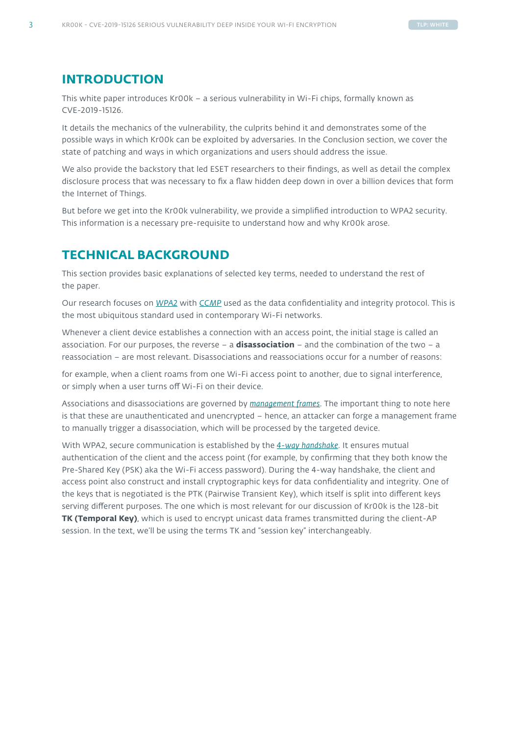## INTRODUCTION

This white paper introduces Kr00k – a serious vulnerability in Wi-Fi chips, formally known as CVE-2019-15126.

It details the mechanics of the vulnerability, the culprits behind it and demonstrates some of the possible ways in which Kr00k can be exploited by adversaries. In the Conclusion section, we cover the state of patching and ways in which organizations and users should address the issue.

We also provide the backstory that led ESET researchers to their findings, as well as detail the complex disclosure process that was necessary to fix a flaw hidden deep down in over a billion devices that form the Internet of Things.

But before we get into the Kr00k vulnerability, we provide a simplified introduction to WPA2 security. This information is a necessary pre-requisite to understand how and why Kr00k arose.

## TECHNICAL BACKGROUND

This section provides basic explanations of selected key terms, needed to understand the rest of the paper.

Our research focuses on *WPA2* with *CCMP* used as the data confidentiality and integrity protocol. This is the most ubiquitous standard used in contemporary Wi-Fi networks.

Whenever a client device establishes a connection with an access point, the initial stage is called an association. For our purposes, the reverse – a **disassociation** – and the combination of the two – a reassociation – are most relevant. Disassociations and reassociations occur for a number of reasons:

for example, when a client roams from one Wi-Fi access point to another, due to signal interference, or simply when a user turns off Wi-Fi on their device.

Associations and disassociations are governed by *management frames*. The important thing to note here is that these are unauthenticated and unencrypted – hence, an attacker can forge a management frame to manually trigger a disassociation, which will be processed by the targeted device.

With WPA2, secure communication is established by the *4-way handshake*. It ensures mutual authentication of the client and the access point (for example, by confirming that they both know the Pre-Shared Key (PSK) aka the Wi-Fi access password). During the 4-way handshake, the client and access point also construct and install cryptographic keys for data confidentiality and integrity. One of the keys that is negotiated is the PTK (Pairwise Transient Key), which itself is split into different keys serving different purposes. The one which is most relevant for our discussion of Kr00k is the 128-bit **TK (Temporal Key)**, which is used to encrypt unicast data frames transmitted during the client-AP session. In the text, we'll be using the terms TK and "session key" interchangeably.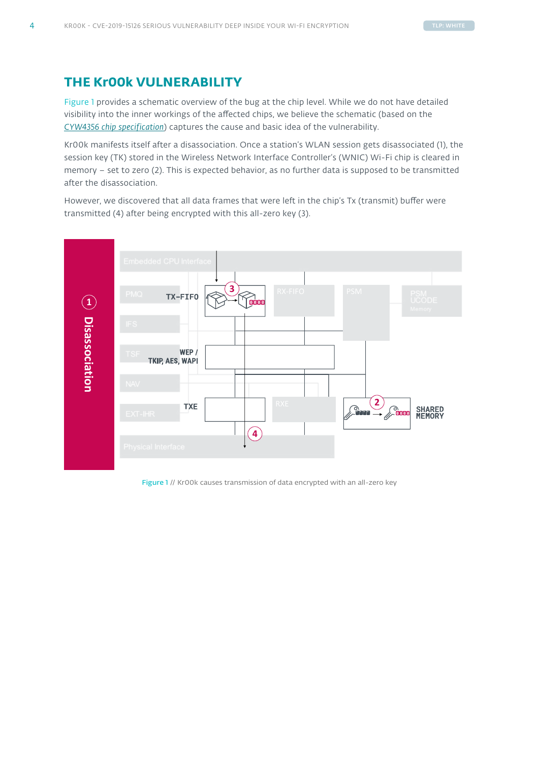# THE Kr00k VULNERABILITY

Figure 1 provides a schematic overview of the bug at the chip level. While we do not have detailed visibility into the inner workings of the affected chips, we believe the schematic (based on the *CYW4356 chip specification*) captures the cause and basic idea of the vulnerability.

Kr00k manifests itself after a disassociation. Once a station's WLAN session gets disassociated (1), the session key (TK) stored in the Wireless Network Interface Controller's (WNIC) Wi-Fi chip is cleared in memory – set to zero (2). This is expected behavior, as no further data is supposed to be transmitted after the disassociation.

However, we discovered that all data frames that were left in the chip's Tx (transmit) buffer were transmitted (4) after being encrypted with this all-zero key (3).

Figure 1 // Kr00k causes transmission of data encrypted with an all-zero key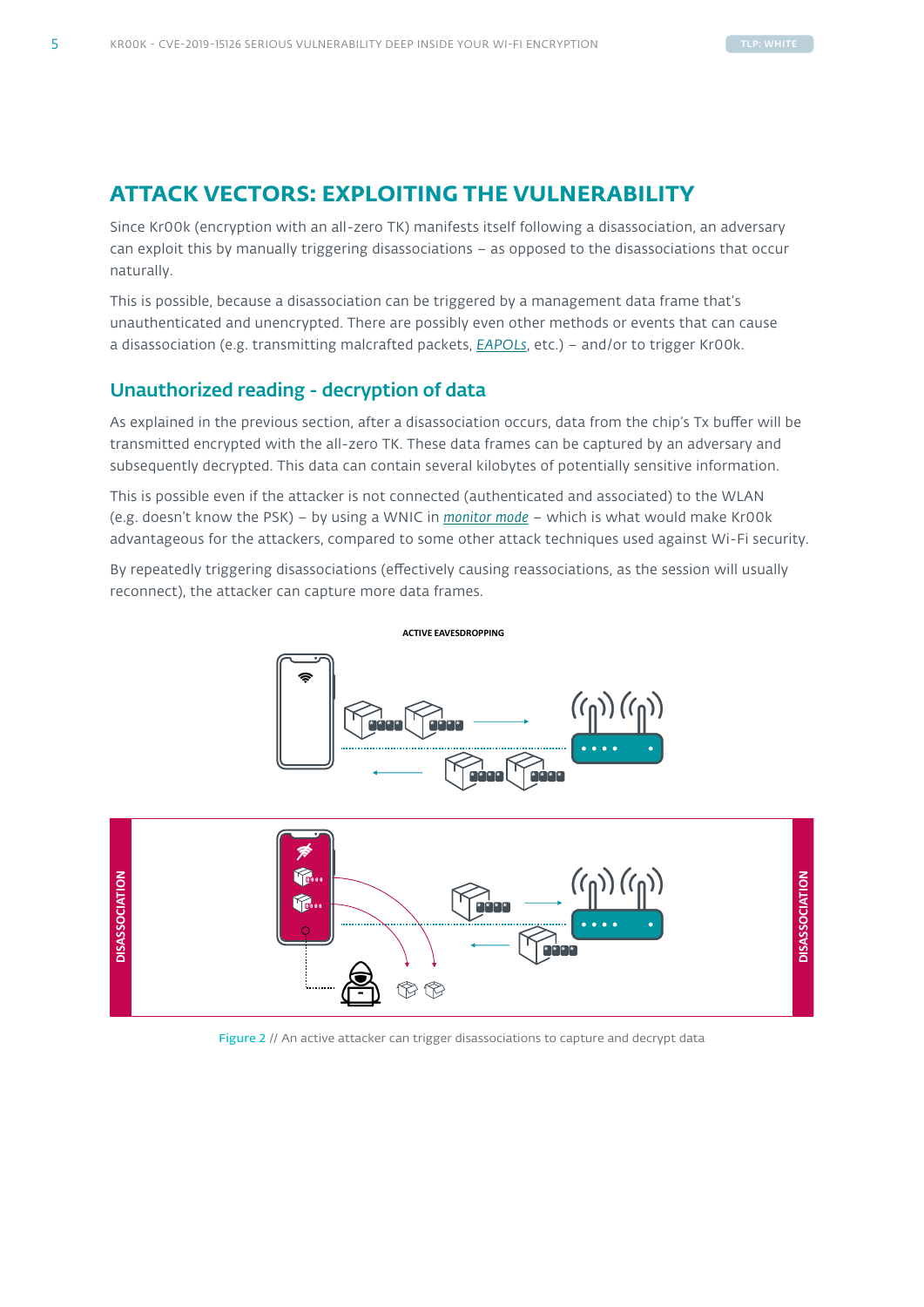## ATTACK VECTORS: EXPLOITING THE VULNERABILITY

Since Kr00k (encryption with an all-zero TK) manifests itself following a disassociation, an adversary can exploit this by manually triggering disassociations – as opposed to the disassociations that occur naturally.

This is possible, because a disassociation can be triggered by a management data frame that's unauthenticated and unencrypted. There are possibly even other methods or events that can cause a disassociation (e.g. transmitting malcrafted packets, EAPOLs, etc.) – and/or to trigger Kr00k.

### Unauthorized reading - decryption of data

As explained in the previous section, after a disassociation occurs, data from the chip's Tx buffer will be transmitted encrypted with the all-zero TK. These data frames can be captured by an adversary and subsequently decrypted. This data can contain several kilobytes of potentially sensitive information.

This is possible even if the attacker is not connected (authenticated and associated) to the WLAN (e.g. doesn't know the PSK) – by using a WNIC in *monitor mode* – which is what would make Kr00k advantageous for the attackers, compared to some other attack techniques used against Wi-Fi security.

By repeatedly triggering disassociations (effectively causing reassociations, as the session will usually reconnect), the attacker can capture more data frames.

Figure 2 // An active attacker can trigger disassociations to capture and decrypt data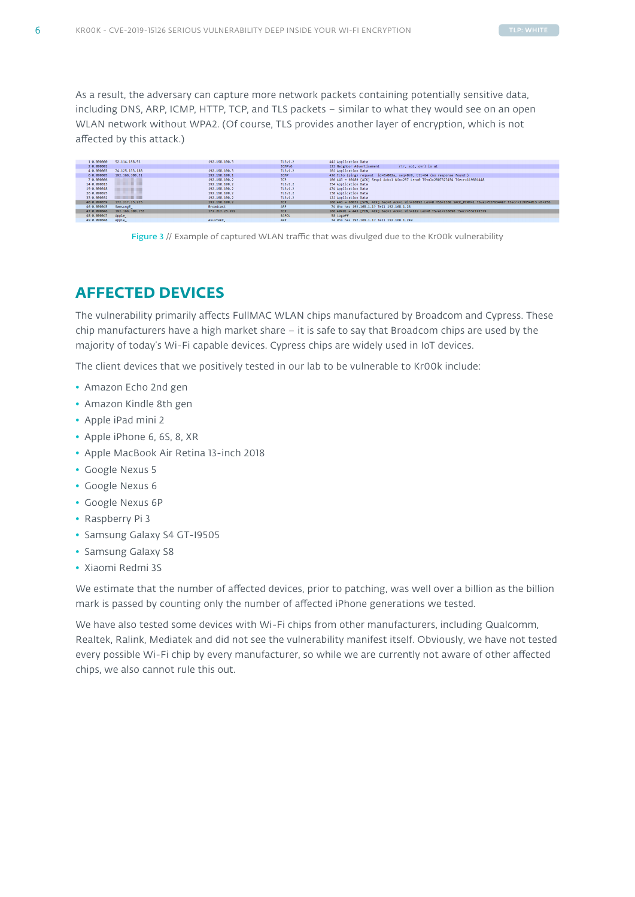As a result, the adversary can capture more network packets containing potentially sensitive data, including DNS, ARP, ICMP, HTTP, TCP, and TLS packets – similar to what they would see on an open WLAN network without WPA2. (Of course, TLS provides another layer of encryption, which is not affected by this attack.)

Figure 3 // Example of captured WLAN traffic that was divulged due to the Kr00k vulnerability

## AFFECTED DEVICES

The vulnerability primarily affects FullMAC WLAN chips manufactured by Broadcom and Cypress. These chip manufacturers have a high market share – it is safe to say that Broadcom chips are used by the majority of today's Wi-Fi capable devices. Cypress chips are widely used in IoT devices.

The client devices that we positively tested in our lab to be vulnerable to Kr00k include:

- Amazon Echo 2nd gen
- Amazon Kindle 8th gen
- Apple iPad mini 2
- Apple iPhone 6, 6S, 8, XR
- Apple MacBook Air Retina 13-inch 2018
- Google Nexus 5
- Google Nexus 6
- Google Nexus 6P
- Raspberry Pi 3
- Samsung Galaxy S4 GT-I9505
- Samsung Galaxy S8
- Xiaomi Redmi 3S

We estimate that the number of affected devices, prior to patching, was well over a billion as the billion mark is passed by counting only the number of affected iPhone generations we tested.

We have also tested some devices with Wi-Fi chips from other manufacturers, including Qualcomm, Realtek, Ralink, Mediatek and did not see the vulnerability manifest itself. Obviously, we have not tested every possible Wi-Fi chip by every manufacturer, so while we are currently not aware of other affected chips, we also cannot rule this out.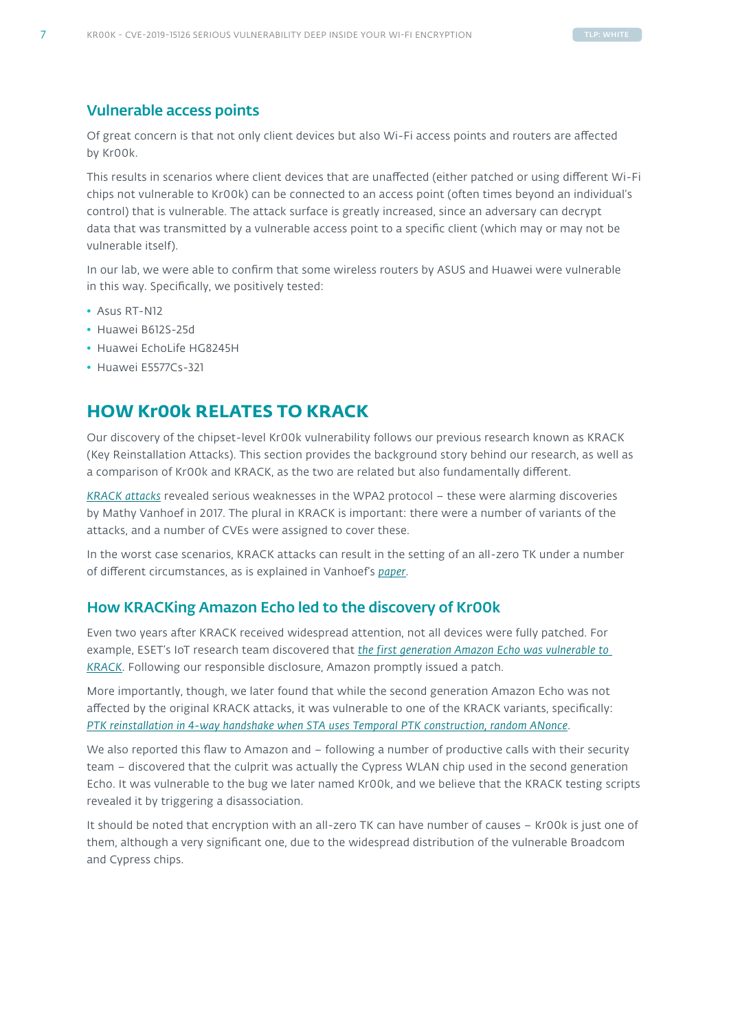## Vulnerable access points

Of great concern is that not only client devices but also Wi-Fi access points and routers are affected by Kr00k.

This results in scenarios where client devices that are unaffected (either patched or using different Wi-Fi chips not vulnerable to Kr00k) can be connected to an access point (often times beyond an individual's control) that is vulnerable. The attack surface is greatly increased, since an adversary can decrypt data that was transmitted by a vulnerable access point to a specific client (which may or may not be vulnerable itself).

In our lab, we were able to confirm that some wireless routers by ASUS and Huawei were vulnerable in this way. Specifically, we positively tested:

- Asus RT-N12
- Huawei B612S-25d
- Huawei EchoLife HG8245H
- Huawei E5577Cs-321

# HOW Kr00k RELATES TO KRACK

Our discovery of the chipset-level Kr00k vulnerability follows our previous research known as KRACK (Key Reinstallation Attacks). This section provides the background story behind our research, as well as a comparison of Kr00k and KRACK, as the two are related but also fundamentally different.

*KRACK attacks* revealed serious weaknesses in the WPA2 protocol – these were alarming discoveries by Mathy Vanhoef in 2017. The plural in KRACK is important: there were a number of variants of the attacks, and a number of CVEs were assigned to cover these.

In the worst case scenarios, KRACK attacks can result in the setting of an all-zero TK under a number of different circumstances, as is explained in Vanhoef's *paper*.

## How KRACKing Amazon Echo led to the discovery of Kr00k

Even two years after KRACK received widespread attention, not all devices were fully patched. For example, ESET's IoT research team discovered that *the first generation Amazon Echo was vulnerable to KRACK*. Following our responsible disclosure, Amazon promptly issued a patch.

More importantly, though, we later found that while the second generation Amazon Echo was not affected by the original KRACK attacks, it was vulnerable to one of the KRACK variants, specifically: *PTK reinstallation in 4-way handshake when STA uses Temporal PTK construction, random ANonce*.

We also reported this flaw to Amazon and – following a number of productive calls with their security team – discovered that the culprit was actually the Cypress WLAN chip used in the second generation Echo. It was vulnerable to the bug we later named Kr00k, and we believe that the KRACK testing scripts revealed it by triggering a disassociation.

It should be noted that encryption with an all-zero TK can have number of causes – Kr00k is just one of them, although a very significant one, due to the widespread distribution of the vulnerable Broadcom and Cypress chips.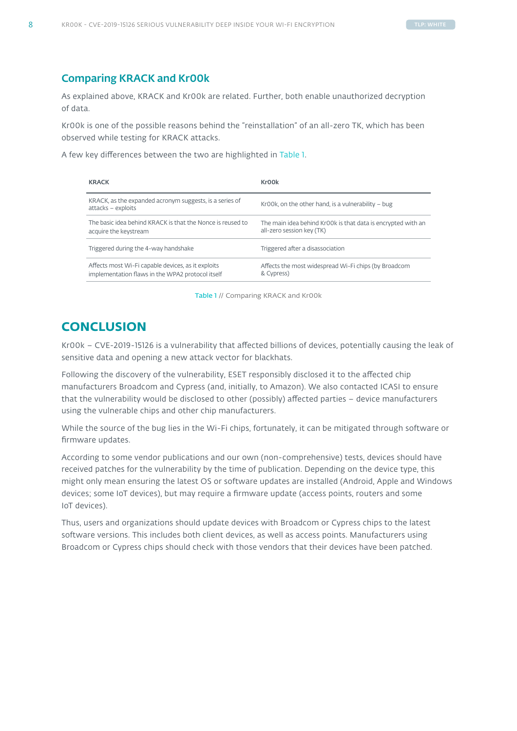## Comparing KRACK and Kr00k

As explained above, KRACK and Kr00k are related. Further, both enable unauthorized decryption of data.

Kr00k is one of the possible reasons behind the "reinstallation" of an all-zero TK, which has been observed while testing for KRACK attacks.

A few key differences between the two are highlighted in Table 1.

| KRACK | Kr00k |
|---|---|
| KRACK, as the expanded acronym suggests, is a series of attacks – exploits | Kr00k, on the other hand, is a vulnerability – bug |
| The basic idea behind KRACK is that the Nonce is reused to acquire the keystream | The main idea behind Kr00k is that data is encrypted with an all-zero session key (TK) |
| Triggered during the 4-way handshake | Triggered after a disassociation |
| Affects most Wi-Fi capable devices, as it exploits implementation flaws in the WPA2 protocol itself | Affects the most widespread Wi-Fi chips (by Broadcom & Cypress) |

Table 1 // Comparing KRACK and Kr00k

# CONCLUSION

Kr00k – CVE-2019-15126 is a vulnerability that affected billions of devices, potentially causing the leak of sensitive data and opening a new attack vector for blackhats.

Following the discovery of the vulnerability, ESET responsibly disclosed it to the affected chip manufacturers Broadcom and Cypress (and, initially, to Amazon). We also contacted ICASI to ensure that the vulnerability would be disclosed to other (possibly) affected parties – device manufacturers using the vulnerable chips and other chip manufacturers.

While the source of the bug lies in the Wi-Fi chips, fortunately, it can be mitigated through software or firmware updates.

According to some vendor publications and our own (non-comprehensive) tests, devices should have received patches for the vulnerability by the time of publication. Depending on the device type, this might only mean ensuring the latest OS or software updates are installed (Android, Apple and Windows devices; some IoT devices), but may require a firmware update (access points, routers and some IoT devices).

Thus, users and organizations should update devices with Broadcom or Cypress chips to the latest software versions. This includes both client devices, as well as access points. Manufacturers using Broadcom or Cypress chips should check with those vendors that their devices have been patched.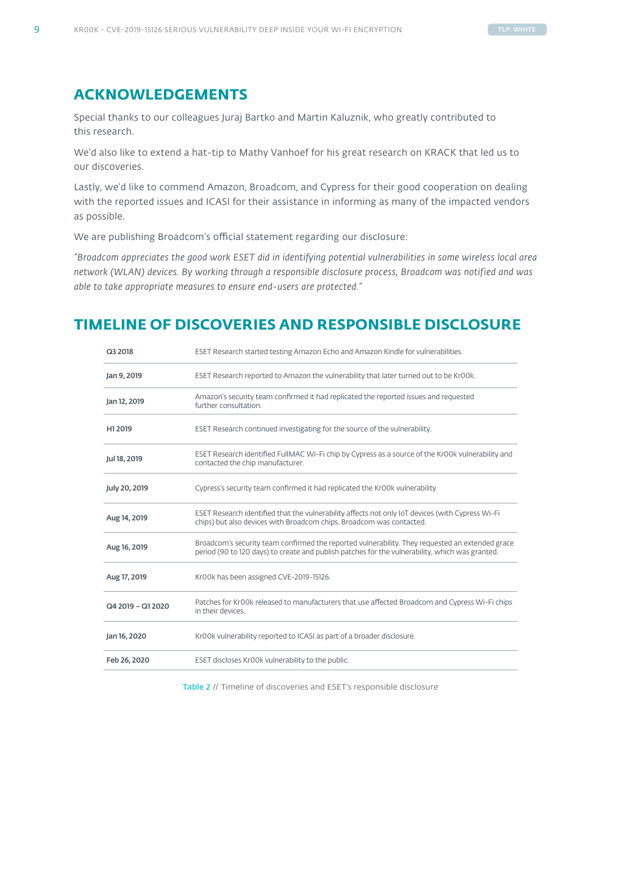## ACKNOWLEDGEMENTS

Special thanks to our colleagues Juraj Bartko and Martin Kaluznik, who greatly contributed to this research.

We'd also like to extend a hat-tip to Mathy Vanhoef for his great research on KRACK that led us to our discoveries.

Lastly, we'd like to commend Amazon, Broadcom, and Cypress for their good cooperation on dealing with the reported issues and ICASI for their assistance in informing as many of the impacted vendors as possible.

We are publishing Broadcom's official statement regarding our disclosure:

*"Broadcom appreciates the good work ESET did in identifying potential vulnerabilities in some wireless local area network (WLAN) devices. By working through a responsible disclosure process, Broadcom was notified and was able to take appropriate measures to ensure end-users are protected."*

## TIMELINE OF DISCOVERIES AND RESPONSIBLE DISCLOSURE

| | |
|---|---|
| **Q3 2018** | ESET Research started testing Amazon Echo and Amazon Kindle for vulnerabilities. |
| **Jan 9, 2019** | ESET Research reported to Amazon the vulnerability that later turned out to be Kr00k. |
| **Jan 12, 2019** | Amazon's security team confirmed it had replicated the reported issues and requested further consultation. |
| **H1 2019** | ESET Research continued investigating for the source of the vulnerability. |
| **Jul 18, 2019** | ESET Research identified FullMAC Wi-Fi chip by Cypress as a source of the Kr00k vulnerability and contacted the chip manufacturer. |
| **July 20, 2019** | Cypress's security team confirmed it had replicated the Kr00k vulnerability |
| **Aug 14, 2019** | ESET Research identified that the vulnerability affects not only IoT devices (with Cypress Wi-Fi chips) but also devices with Broadcom chips. Broadcom was contacted. |
| **Aug 16, 2019** | Broadcom's security team confirmed the reported vulnerability. They requested an extended grace period (90 to 120 days) to create and publish patches for the vulnerability, which was granted. |
| **Aug 17, 2019** | Kr00k has been assigned CVE-2019-15126. |
| **Q4 2019 – Q1 2020** | Patches for Kr00k released to manufacturers that use affected Broadcom and Cypress Wi-Fi chips in their devices. |
| **Jan 16, 2020** | Kr00k vulnerability reported to ICASI as part of a broader disclosure. |
| **Feb 26, 2020** | ESET discloses Kr00k vulnerability to the public. |

Table 2 // Timeline of discoveries and ESET's responsible disclosure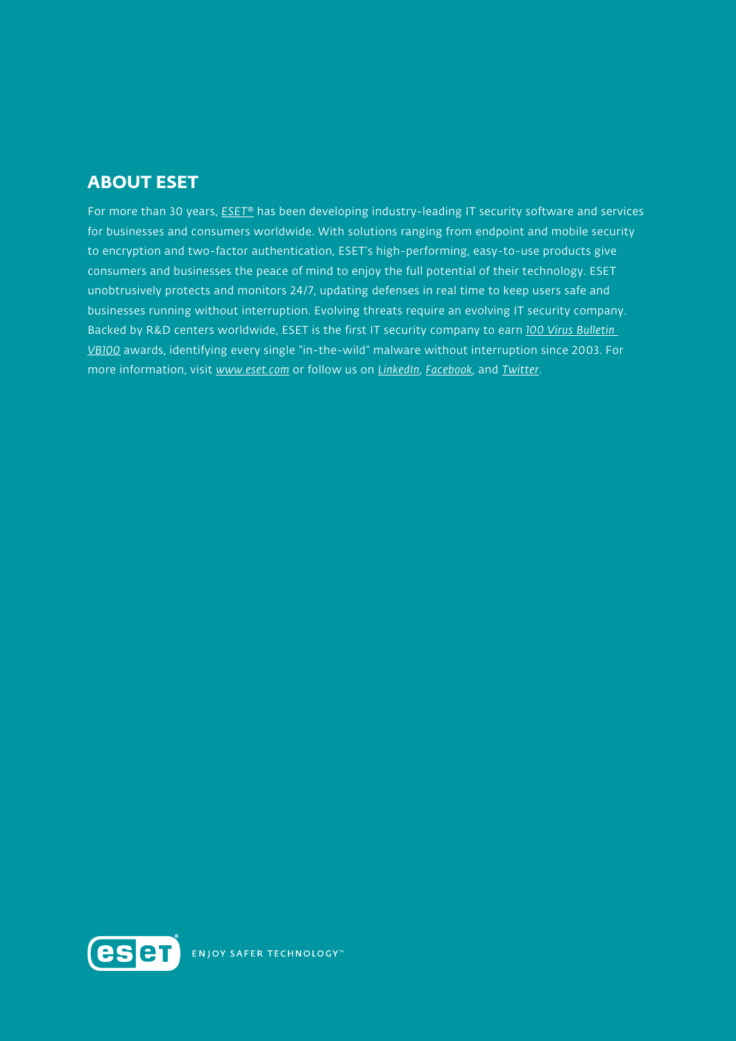## ABOUT ESET

For more than 30 years, *ESET®* has been developing industry-leading IT security software and services for businesses and consumers worldwide. With solutions ranging from endpoint and mobile security to encryption and two-factor authentication, ESET's high-performing, easy-to-use products give consumers and businesses the peace of mind to enjoy the full potential of their technology. ESET unobtrusively protects and monitors 24/7, updating defenses in real time to keep users safe and businesses running without interruption. Evolving threats require an evolving IT security company. Backed by R&D centers worldwide, ESET is the first IT security company to earn *100 Virus Bulletin VB100* awards, identifying every single "in-the-wild" malware without interruption since 2003. For more information, visit *www.eset.com* or follow us on *LinkedIn*, *Facebook*, and *Twitter*.

ENJOY SAFER TECHNOLOGY™